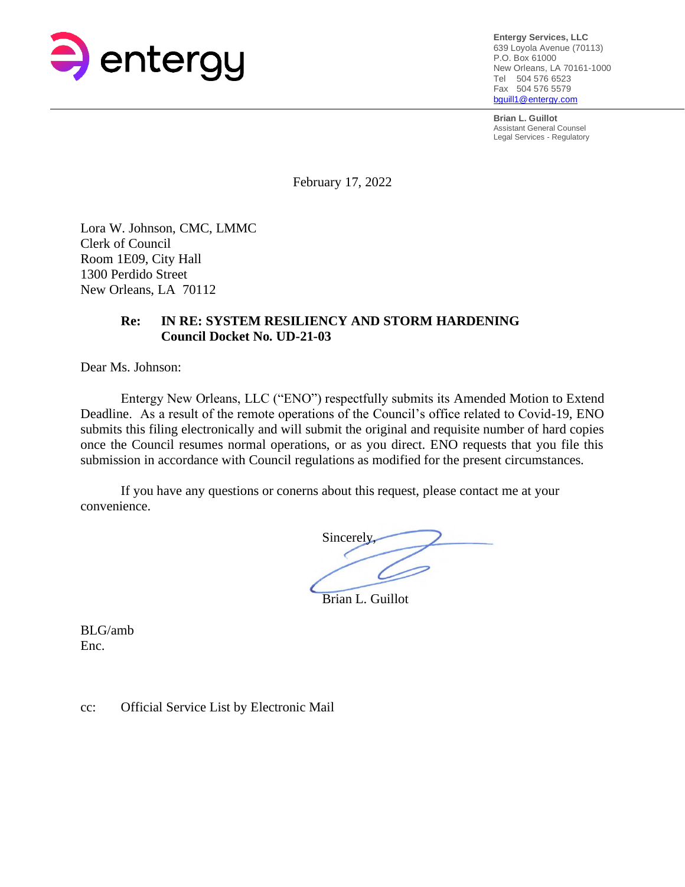entergy

**Entergy Services, LLC**
639 Loyola Avenue (70113)
P.O. Box 61000
New Orleans, LA 70161-1000
Tel 504 576 6523
Fax 504 576 5579
bguill1@entergy.com

**Brian L. Guillot**
Assistant General Counsel
Legal Services - Regulatory

February 17, 2022

Lora W. Johnson, CMC, LMMC
Clerk of Council
Room 1E09, City Hall
1300 Perdido Street
New Orleans, LA 70112

**Re: IN RE: SYSTEM RESILIENCY AND STORM HARDENING**
**Council Docket No. UD-21-03**

Dear Ms. Johnson:

Entergy New Orleans, LLC ("ENO") respectfully submits its Amended Motion to Extend Deadline. As a result of the remote operations of the Council's office related to Covid-19, ENO submits this filing electronically and will submit the original and requisite number of hard copies once the Council resumes normal operations, or as you direct. ENO requests that you file this submission in accordance with Council regulations as modified for the present circumstances.

If you have any questions or conerns about this request, please contact me at your convenience.

Sincerely,

Brian L. Guillot

BLG/amb
Enc.

cc: Official Service List by Electronic Mail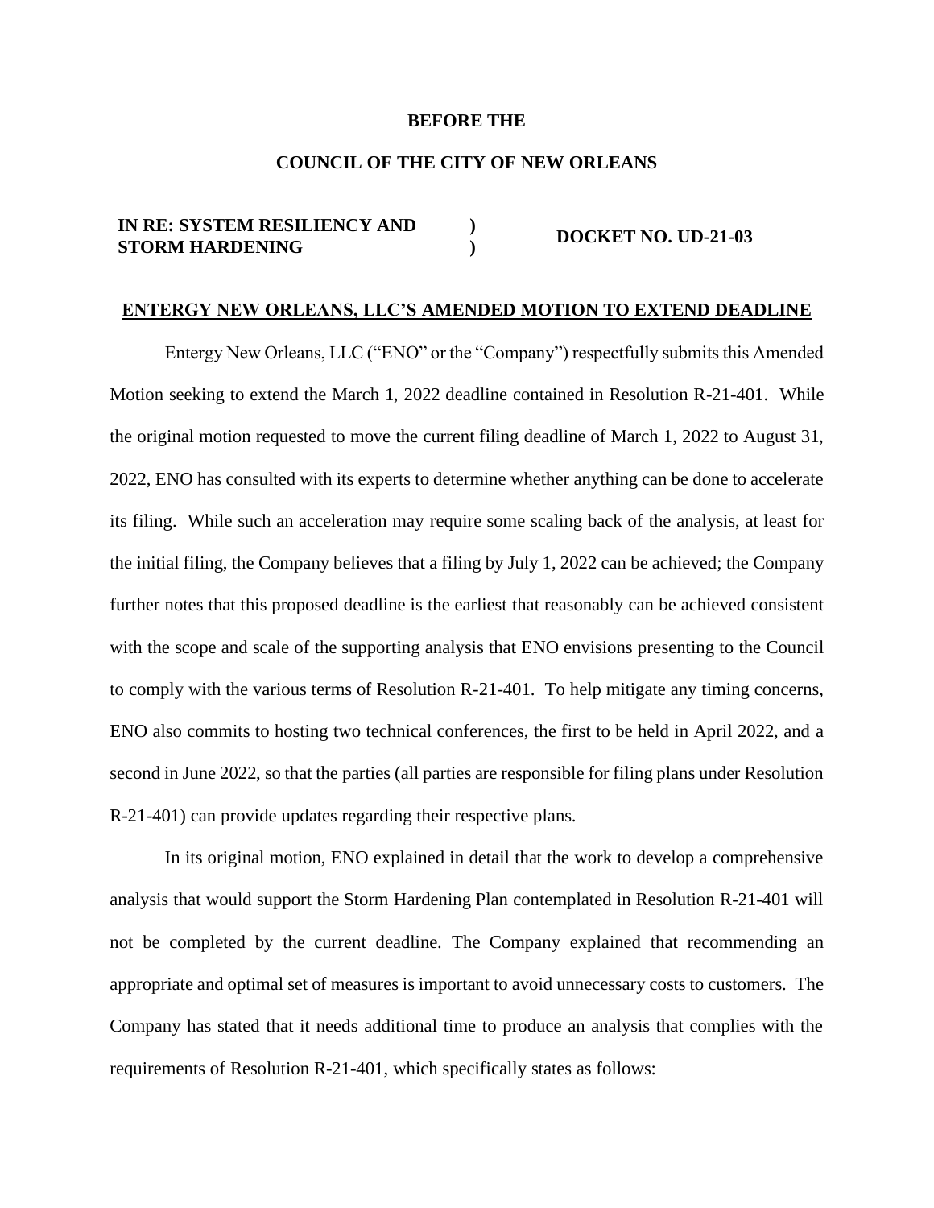**BEFORE THE**

**COUNCIL OF THE CITY OF NEW ORLEANS**

| | | |
|---|---|---|
| **IN RE: SYSTEM RESILIENCY AND STORM HARDENING** | **)**<br>**)** | **DOCKET NO. UD-21-03** |

## ENTERGY NEW ORLEANS, LLC'S AMENDED MOTION TO EXTEND DEADLINE

Entergy New Orleans, LLC ("ENO" or the "Company") respectfully submits this Amended Motion seeking to extend the March 1, 2022 deadline contained in Resolution R-21-401. While the original motion requested to move the current filing deadline of March 1, 2022 to August 31, 2022, ENO has consulted with its experts to determine whether anything can be done to accelerate its filing. While such an acceleration may require some scaling back of the analysis, at least for the initial filing, the Company believes that a filing by July 1, 2022 can be achieved; the Company further notes that this proposed deadline is the earliest that reasonably can be achieved consistent with the scope and scale of the supporting analysis that ENO envisions presenting to the Council to comply with the various terms of Resolution R-21-401. To help mitigate any timing concerns, ENO also commits to hosting two technical conferences, the first to be held in April 2022, and a second in June 2022, so that the parties (all parties are responsible for filing plans under Resolution R-21-401) can provide updates regarding their respective plans.

In its original motion, ENO explained in detail that the work to develop a comprehensive analysis that would support the Storm Hardening Plan contemplated in Resolution R-21-401 will not be completed by the current deadline. The Company explained that recommending an appropriate and optimal set of measures is important to avoid unnecessary costs to customers. The Company has stated that it needs additional time to produce an analysis that complies with the requirements of Resolution R-21-401, which specifically states as follows: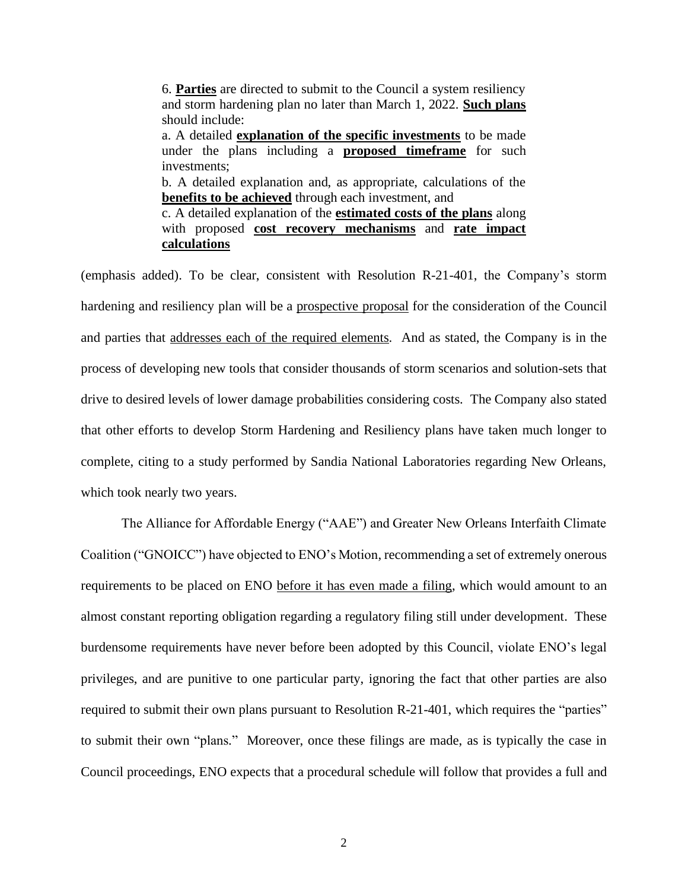> 6. **<u>Parties</u>** are directed to submit to the Council a system resiliency and storm hardening plan no later than March 1, 2022. **<u>Such plans</u>** should include:
> a. A detailed **<u>explanation of the specific investments</u>** to be made under the plans including a **<u>proposed timeframe</u>** for such investments;
> b. A detailed explanation and, as appropriate, calculations of the **<u>benefits to be achieved</u>** through each investment, and
> c. A detailed explanation of the **<u>estimated costs of the plans</u>** along with proposed **<u>cost recovery mechanisms</u>** and **<u>rate impact calculations</u>**

(emphasis added). To be clear, consistent with Resolution R-21-401, the Company's storm hardening and resiliency plan will be a <u>prospective proposal</u> for the consideration of the Council and parties that <u>addresses each of the required elements</u>. And as stated, the Company is in the process of developing new tools that consider thousands of storm scenarios and solution-sets that drive to desired levels of lower damage probabilities considering costs. The Company also stated that other efforts to develop Storm Hardening and Resiliency plans have taken much longer to complete, citing to a study performed by Sandia National Laboratories regarding New Orleans, which took nearly two years.

The Alliance for Affordable Energy ("AAE") and Greater New Orleans Interfaith Climate Coalition ("GNOICC") have objected to ENO's Motion, recommending a set of extremely onerous requirements to be placed on ENO <u>before it has even made a filing</u>, which would amount to an almost constant reporting obligation regarding a regulatory filing still under development. These burdensome requirements have never before been adopted by this Council, violate ENO's legal privileges, and are punitive to one particular party, ignoring the fact that other parties are also required to submit their own plans pursuant to Resolution R-21-401, which requires the "parties" to submit their own "plans." Moreover, once these filings are made, as is typically the case in Council proceedings, ENO expects that a procedural schedule will follow that provides a full and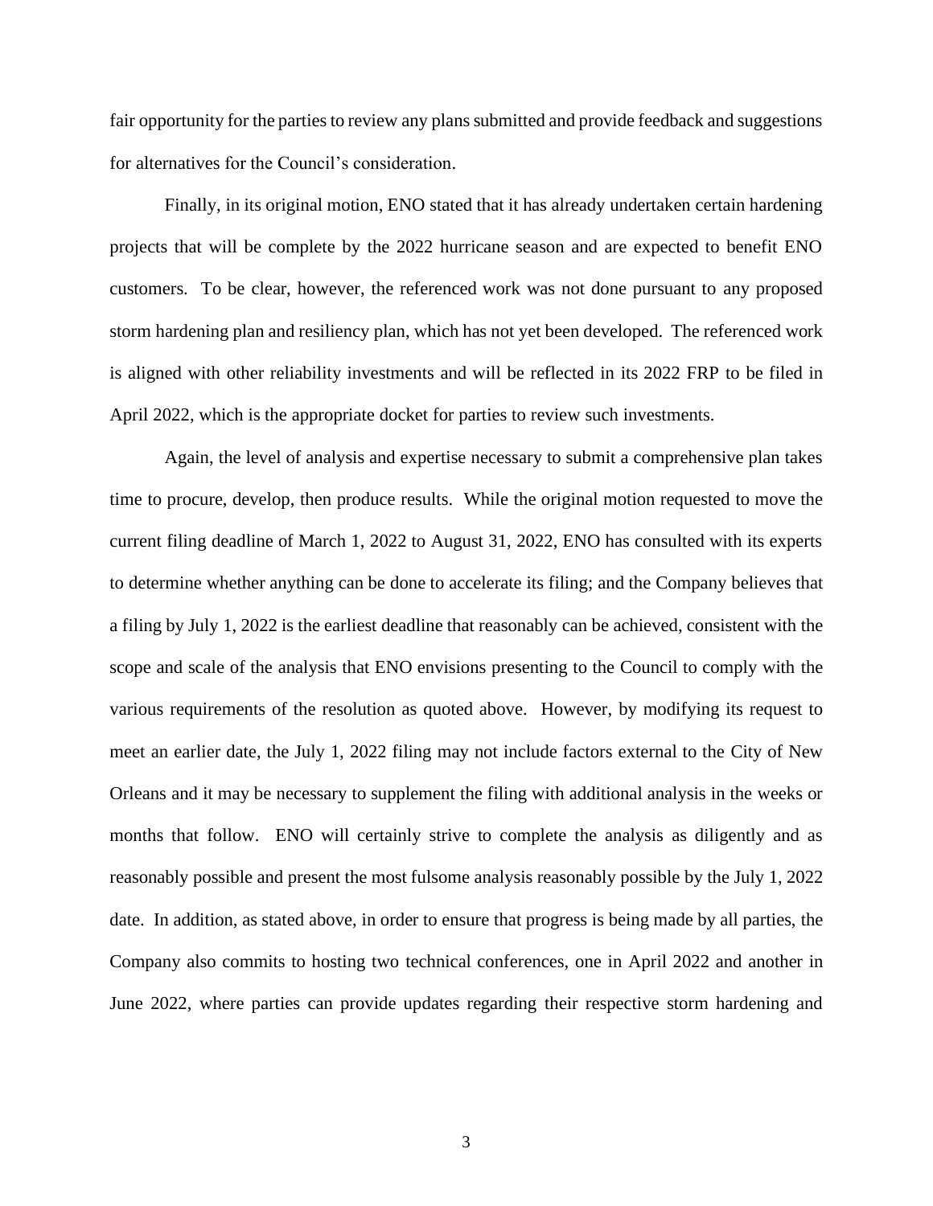fair opportunity for the parties to review any plans submitted and provide feedback and suggestions for alternatives for the Council's consideration.

Finally, in its original motion, ENO stated that it has already undertaken certain hardening projects that will be complete by the 2022 hurricane season and are expected to benefit ENO customers. To be clear, however, the referenced work was not done pursuant to any proposed storm hardening plan and resiliency plan, which has not yet been developed. The referenced work is aligned with other reliability investments and will be reflected in its 2022 FRP to be filed in April 2022, which is the appropriate docket for parties to review such investments.

Again, the level of analysis and expertise necessary to submit a comprehensive plan takes time to procure, develop, then produce results. While the original motion requested to move the current filing deadline of March 1, 2022 to August 31, 2022, ENO has consulted with its experts to determine whether anything can be done to accelerate its filing; and the Company believes that a filing by July 1, 2022 is the earliest deadline that reasonably can be achieved, consistent with the scope and scale of the analysis that ENO envisions presenting to the Council to comply with the various requirements of the resolution as quoted above. However, by modifying its request to meet an earlier date, the July 1, 2022 filing may not include factors external to the City of New Orleans and it may be necessary to supplement the filing with additional analysis in the weeks or months that follow. ENO will certainly strive to complete the analysis as diligently and as reasonably possible and present the most fulsome analysis reasonably possible by the July 1, 2022 date. In addition, as stated above, in order to ensure that progress is being made by all parties, the Company also commits to hosting two technical conferences, one in April 2022 and another in June 2022, where parties can provide updates regarding their respective storm hardening and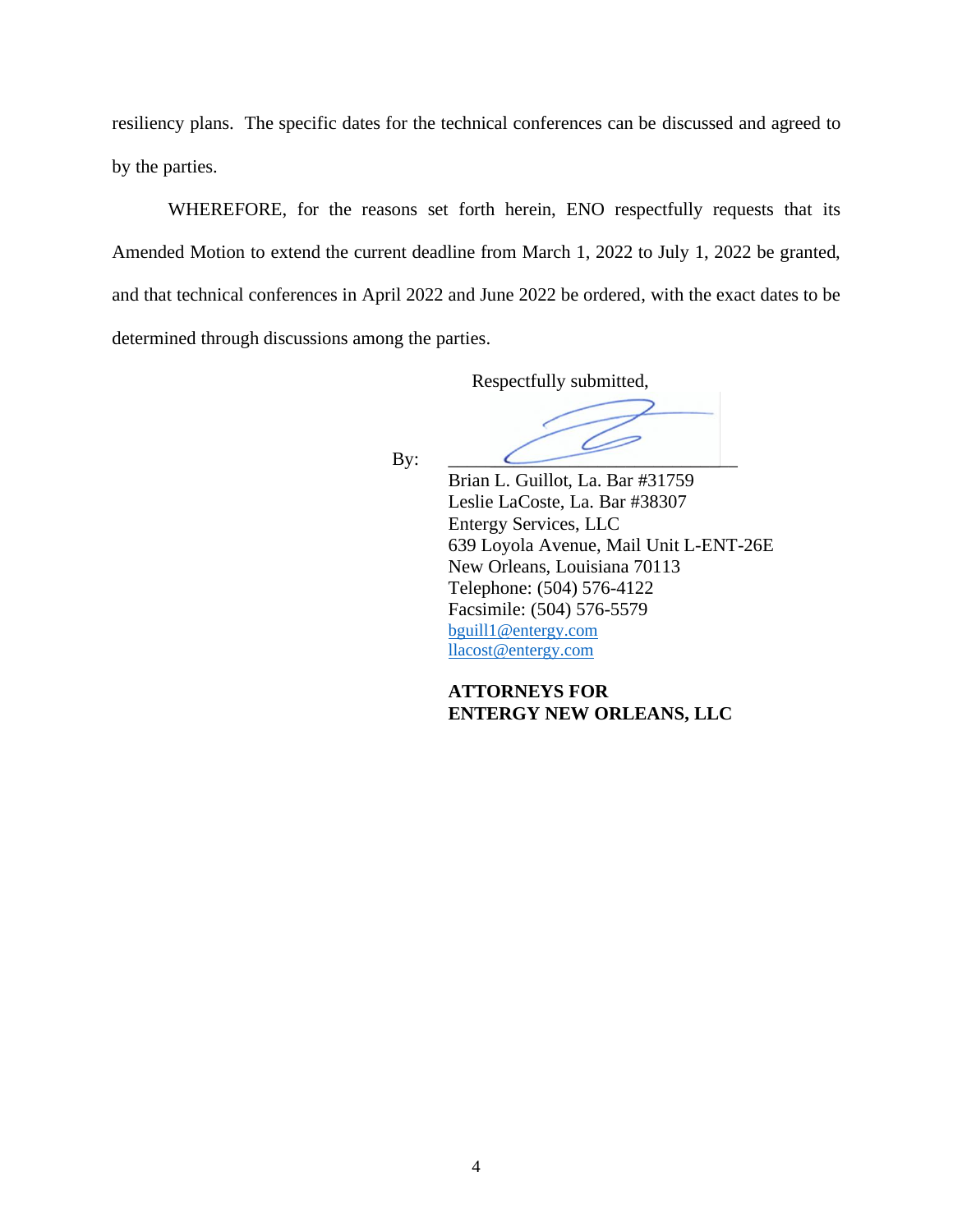resiliency plans. The specific dates for the technical conferences can be discussed and agreed to by the parties.

WHEREFORE, for the reasons set forth herein, ENO respectfully requests that its Amended Motion to extend the current deadline from March 1, 2022 to July 1, 2022 be granted, and that technical conferences in April 2022 and June 2022 be ordered, with the exact dates to be determined through discussions among the parties.

Respectfully submitted,

By: ______________________________

Brian L. Guillot, La. Bar #31759
Leslie LaCoste, La. Bar #38307
Entergy Services, LLC
639 Loyola Avenue, Mail Unit L-ENT-26E
New Orleans, Louisiana 70113
Telephone: (504) 576-4122
Facsimile: (504) 576-5579
bguill1@entergy.com
llacost@entergy.com

**ATTORNEYS FOR**
**ENTERGY NEW ORLEANS, LLC**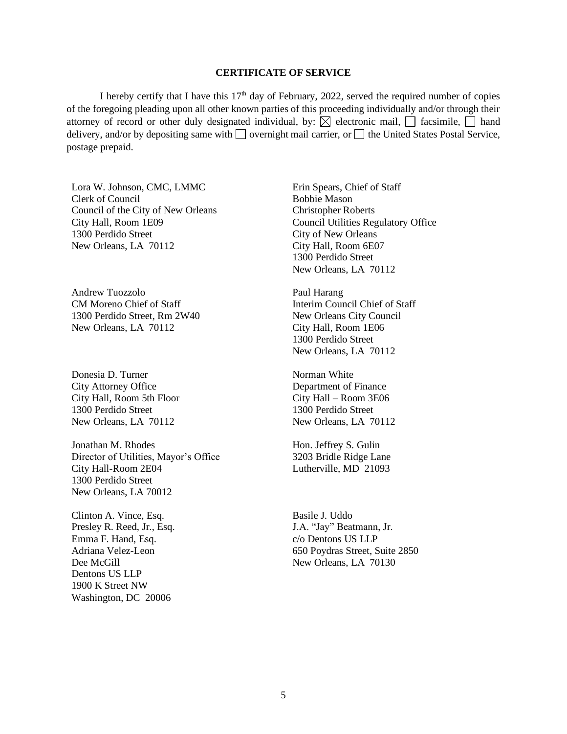**CERTIFICATE OF SERVICE**

I hereby certify that I have this 17th day of February, 2022, served the required number of copies of the foregoing pleading upon all other known parties of this proceeding individually and/or through their attorney of record or other duly designated individual, by: ☒ electronic mail, ☐ facsimile, ☐ hand delivery, and/or by depositing same with ☐ overnight mail carrier, or ☐ the United States Postal Service, postage prepaid.

Lora W. Johnson, CMC, LMMC
Clerk of Council
Council of the City of New Orleans
City Hall, Room 1E09
1300 Perdido Street
New Orleans, LA 70112

Erin Spears, Chief of Staff
Bobbie Mason
Christopher Roberts
Council Utilities Regulatory Office
City of New Orleans
City Hall, Room 6E07
1300 Perdido Street
New Orleans, LA 70112

Andrew Tuozzolo
CM Moreno Chief of Staff
1300 Perdido Street, Rm 2W40
New Orleans, LA 70112

Paul Harang
Interim Council Chief of Staff
New Orleans City Council
City Hall, Room 1E06
1300 Perdido Street
New Orleans, LA 70112

Donesia D. Turner
City Attorney Office
City Hall, Room 5th Floor
1300 Perdido Street
New Orleans, LA 70112

Norman White
Department of Finance
City Hall – Room 3E06
1300 Perdido Street
New Orleans, LA 70112

Jonathan M. Rhodes
Director of Utilities, Mayor's Office
City Hall-Room 2E04
1300 Perdido Street
New Orleans, LA 70012

Hon. Jeffrey S. Gulin
3203 Bridle Ridge Lane
Lutherville, MD 21093

Clinton A. Vince, Esq.
Presley R. Reed, Jr., Esq.
Emma F. Hand, Esq.
Adriana Velez-Leon
Dee McGill
Dentons US LLP
1900 K Street NW
Washington, DC 20006

Basile J. Uddo
J.A. "Jay" Beatmann, Jr.
c/o Dentons US LLP
650 Poydras Street, Suite 2850
New Orleans, LA 70130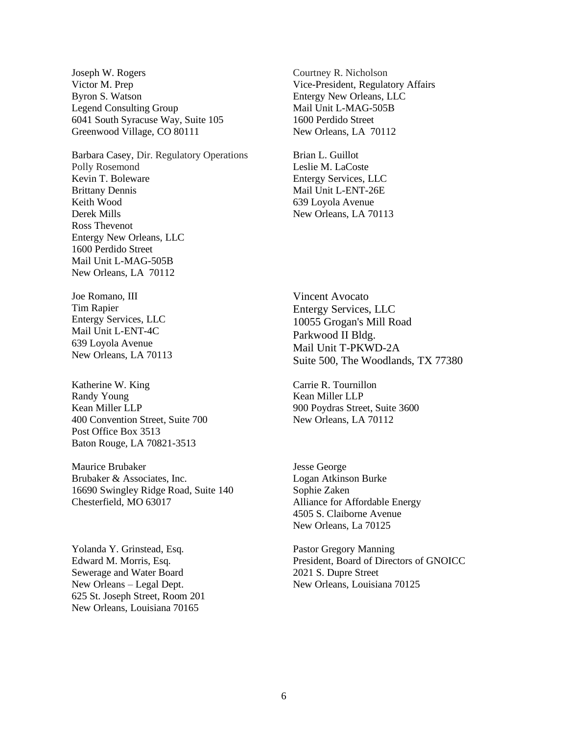Joseph W. Rogers
Victor M. Prep
Byron S. Watson
Legend Consulting Group
6041 South Syracuse Way, Suite 105
Greenwood Village, CO 80111

Courtney R. Nicholson
Vice-President, Regulatory Affairs
Entergy New Orleans, LLC
Mail Unit L-MAG-505B
1600 Perdido Street
New Orleans, LA 70112

Barbara Casey, Dir. Regulatory Operations
Polly Rosemond
Kevin T. Boleware
Brittany Dennis
Keith Wood
Derek Mills
Ross Thevenot
Entergy New Orleans, LLC
1600 Perdido Street
Mail Unit L-MAG-505B
New Orleans, LA 70112

Brian L. Guillot
Leslie M. LaCoste
Entergy Services, LLC
Mail Unit L-ENT-26E
639 Loyola Avenue
New Orleans, LA 70113

Joe Romano, III
Tim Rapier
Entergy Services, LLC
Mail Unit L-ENT-4C
639 Loyola Avenue
New Orleans, LA 70113

Vincent Avocato
Entergy Services, LLC
10055 Grogan's Mill Road
Parkwood II Bldg.
Mail Unit T-PKWD-2A
Suite 500, The Woodlands, TX 77380

Katherine W. King
Randy Young
Kean Miller LLP
400 Convention Street, Suite 700
Post Office Box 3513
Baton Rouge, LA 70821-3513

Carrie R. Tournillon
Kean Miller LLP
900 Poydras Street, Suite 3600
New Orleans, LA 70112

Maurice Brubaker
Brubaker & Associates, Inc.
16690 Swingley Ridge Road, Suite 140
Chesterfield, MO 63017

Jesse George
Logan Atkinson Burke
Sophie Zaken
Alliance for Affordable Energy
4505 S. Claiborne Avenue
New Orleans, La 70125

Yolanda Y. Grinstead, Esq.
Edward M. Morris, Esq.
Sewerage and Water Board
New Orleans – Legal Dept.
625 St. Joseph Street, Room 201
New Orleans, Louisiana 70165

Pastor Gregory Manning
President, Board of Directors of GNOICC
2021 S. Dupre Street
New Orleans, Louisiana 70125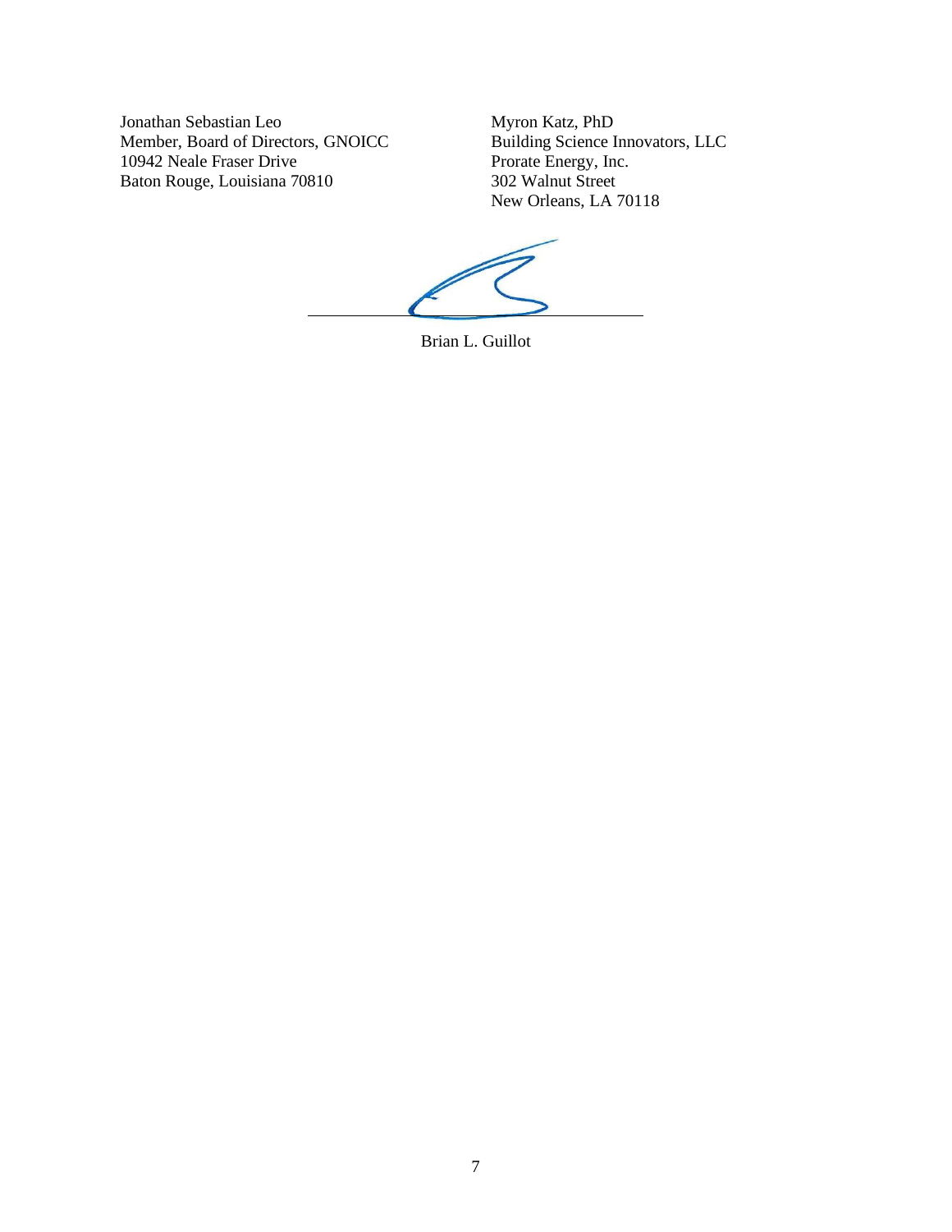Jonathan Sebastian Leo
Member, Board of Directors, GNOICC
10942 Neale Fraser Drive
Baton Rouge, Louisiana 70810

Myron Katz, PhD
Building Science Innovators, LLC
Prorate Energy, Inc.
302 Walnut Street
New Orleans, LA 70118

\_\_\_\_\_\_\_\_\_\_\_\_\_\_\_\_\_\_\_\_\_\_\_\_\_\_\_\_\_\_

Brian L. Guillot